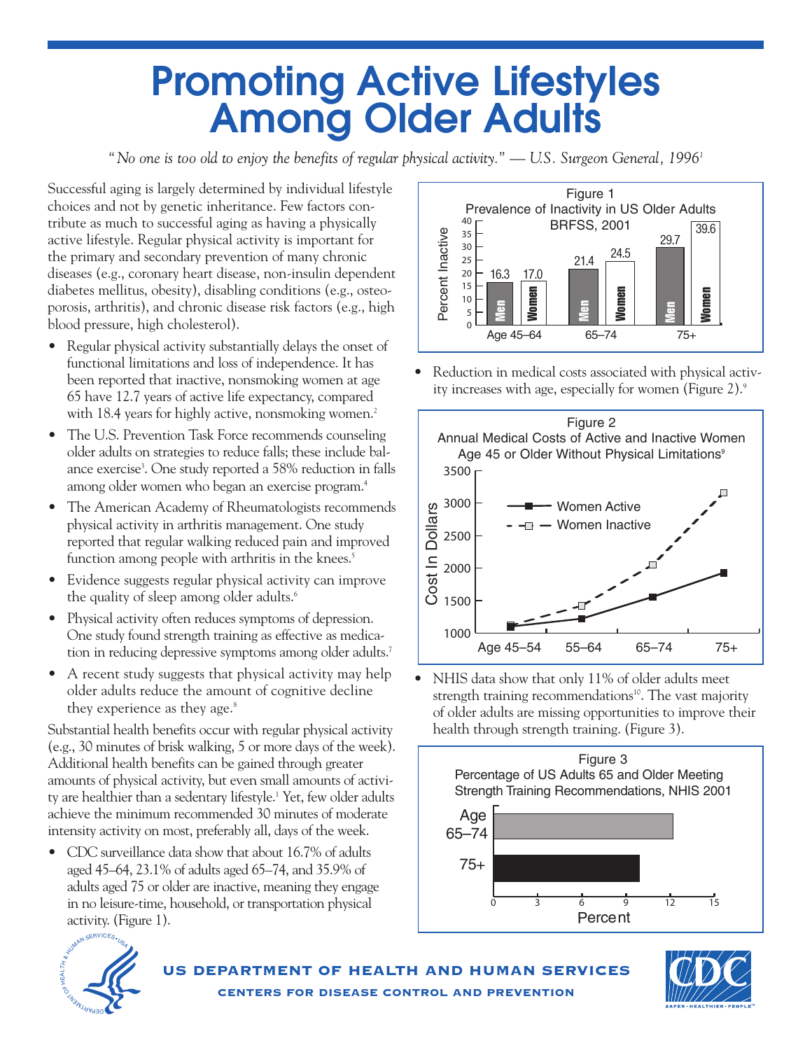# Promoting Active Lifestyles Among Older Adults

*"No one is too old to enjoy the benefits of regular physical activity." — U.S. Surgeon General, 1996*[1]

Successful aging is largely determined by individual lifestyle choices and not by genetic inheritance. Few factors contribute as much to successful aging as having a physically active lifestyle. Regular physical activity is important for the primary and secondary prevention of many chronic diseases (e.g., coronary heart disease, non-insulin dependent diabetes mellitus, obesity), disabling conditions (e.g., osteoporosis, arthritis), and chronic disease risk factors (e.g., high blood pressure, high cholesterol).

- Regular physical activity substantially delays the onset of functional limitations and loss of independence. It has been reported that inactive, nonsmoking women at age 65 have 12.7 years of active life expectancy, compared with 18.4 years for highly active, nonsmoking women.[2]
- The U.S. Prevention Task Force recommends counseling older adults on strategies to reduce falls; these include balance exercise[3]. One study reported a 58% reduction in falls among older women who began an exercise program.[4]
- The American Academy of Rheumatologists recommends physical activity in arthritis management. One study reported that regular walking reduced pain and improved function among people with arthritis in the knees.[5]
- Evidence suggests regular physical activity can improve the quality of sleep among older adults.[6]
- Physical activity often reduces symptoms of depression. One study found strength training as effective as medication in reducing depressive symptoms among older adults.[7]
- A recent study suggests that physical activity may help older adults reduce the amount of cognitive decline they experience as they age.[8]

Substantial health benefits occur with regular physical activity (e.g., 30 minutes of brisk walking, 5 or more days of the week). Additional health benefits can be gained through greater amounts of physical activity, but even small amounts of activity are healthier than a sedentary lifestyle.[1] Yet, few older adults achieve the minimum recommended 30 minutes of moderate intensity activity on most, preferably all, days of the week.

- CDC surveillance data show that about 16.7% of adults aged 45–64, 23.1% of adults aged 65–74, and 35.9% of adults aged 75 or older are inactive, meaning they engage in no leisure-time, household, or transportation physical activity. (Figure 1).

**Figure 1**
Prevalence of Inactivity in US Older Adults
BRFSS, 2001

| Age | Men (Percent Inactive) | Women (Percent Inactive) |
|---|---|---|
| 45–64 | 16.3 | 17.0 |
| 65–74 | 21.4 | 24.5 |
| 75+ | 29.7 | 39.6 |

- Reduction in medical costs associated with physical activity increases with age, especially for women (Figure 2).[9]

**Figure 2**
Annual Medical Costs of Active and Inactive Women Age 45 or Older Without Physical Limitations[9]

(Line chart: Cost In Dollars, 1000–3500, by Age 45–54, 55–64, 65–74, 75+; series: Women Active, Women Inactive)

- NHIS data show that only 11% of older adults meet strength training recommendations[10]. The vast majority of older adults are missing opportunities to improve their health through strength training. (Figure 3).

**Figure 3**
Percentage of US Adults 65 and Older Meeting Strength Training Recommendations, NHIS 2001

(Bar chart: Percent, 0–15, for Age 65–74 and 75+)

US DEPARTMENT OF HEALTH AND HUMAN SERVICES
CENTERS FOR DISEASE CONTROL AND PREVENTION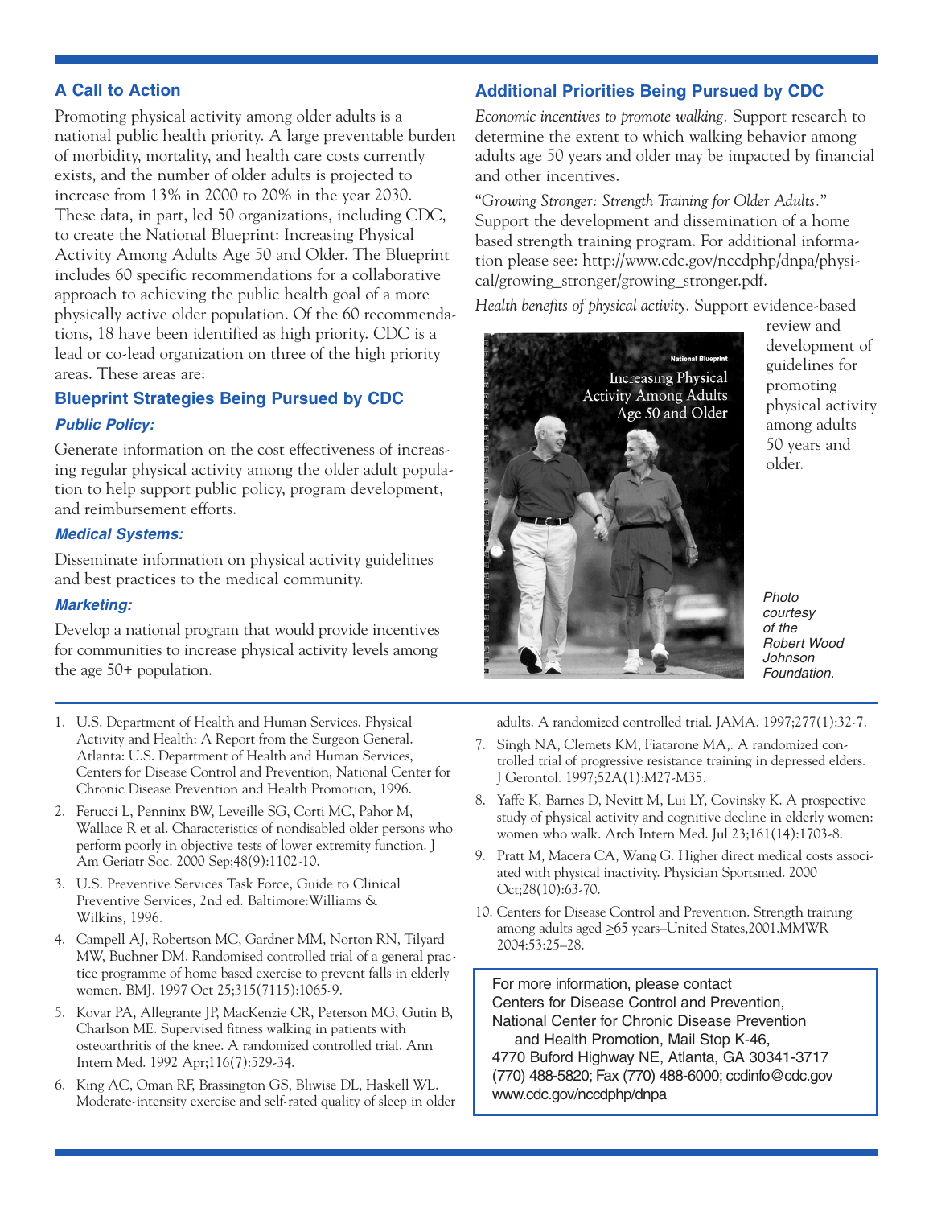## A Call to Action

Promoting physical activity among older adults is a national public health priority. A large preventable burden of morbidity, mortality, and health care costs currently exists, and the number of older adults is projected to increase from 13% in 2000 to 20% in the year 2030. These data, in part, led 50 organizations, including CDC, to create the National Blueprint: Increasing Physical Activity Among Adults Age 50 and Older. The Blueprint includes 60 specific recommendations for a collaborative approach to achieving the public health goal of a more physically active older population. Of the 60 recommendations, 18 have been identified as high priority. CDC is a lead or co-lead organization on three of the high priority areas. These areas are:

## Blueprint Strategies Being Pursued by CDC

### *Public Policy:*

Generate information on the cost effectiveness of increasing regular physical activity among the older adult population to help support public policy, program development, and reimbursement efforts.

### *Medical Systems:*

Disseminate information on physical activity guidelines and best practices to the medical community.

### *Marketing:*

Develop a national program that would provide incentives for communities to increase physical activity levels among the age 50+ population.

## Additional Priorities Being Pursued by CDC

*Economic incentives to promote walking.* Support research to determine the extent to which walking behavior among adults age 50 years and older may be impacted by financial and other incentives.

"*Growing Stronger: Strength Training for Older Adults.*" Support the development and dissemination of a home based strength training program. For additional information please see: http://www.cdc.gov/nccdphp/dnpa/physical/growing_stronger/growing_stronger.pdf.

*Health benefits of physical activity.* Support evidence-based review and development of guidelines for promoting physical activity among adults 50 years and older.

National Blueprint
Increasing Physical Activity Among Adults Age 50 and Older

*Photo courtesy of the Robert Wood Johnson Foundation.*

1. U.S. Department of Health and Human Services. Physical Activity and Health: A Report from the Surgeon General. Atlanta: U.S. Department of Health and Human Services, Centers for Disease Control and Prevention, National Center for Chronic Disease Prevention and Health Promotion, 1996.
2. Ferucci L, Penninx BW, Leveille SG, Corti MC, Pahor M, Wallace R et al. Characteristics of nondisabled older persons who perform poorly in objective tests of lower extremity function. J Am Geriatr Soc. 2000 Sep;48(9):1102-10.
3. U.S. Preventive Services Task Force, Guide to Clinical Preventive Services, 2nd ed. Baltimore:Williams & Wilkins, 1996.
4. Campell AJ, Robertson MC, Gardner MM, Norton RN, Tilyard MW, Buchner DM. Randomised controlled trial of a general practice programme of home based exercise to prevent falls in elderly women. BMJ. 1997 Oct 25;315(7115):1065-9.
5. Kovar PA, Allegrante JP, MacKenzie CR, Peterson MG, Gutin B, Charlson ME. Supervised fitness walking in patients with osteoarthritis of the knee. A randomized controlled trial. Ann Intern Med. 1992 Apr;116(7):529-34.
6. King AC, Oman RF, Brassington GS, Bliwise DL, Haskell WL. Moderate-intensity exercise and self-rated quality of sleep in older adults. A randomized controlled trial. JAMA. 1997;277(1):32-7.
7. Singh NA, Clemets KM, Fiatarone MA,. A randomized controlled trial of progressive resistance training in depressed elders. J Gerontol. 1997;52A(1):M27-M35.
8. Yaffe K, Barnes D, Nevitt M, Lui LY, Covinsky K. A prospective study of physical activity and cognitive decline in elderly women: women who walk. Arch Intern Med. Jul 23;161(14):1703-8.
9. Pratt M, Macera CA, Wang G. Higher direct medical costs associated with physical inactivity. Physician Sportsmed. 2000 Oct;28(10):63-70.
10. Centers for Disease Control and Prevention. Strength training among adults aged ≥65 years–United States,2001.MMWR 2004:53:25–28.

For more information, please contact
Centers for Disease Control and Prevention,
National Center for Chronic Disease Prevention and Health Promotion, Mail Stop K-46,
4770 Buford Highway NE, Atlanta, GA 30341-3717
(770) 488-5820; Fax (770) 488-6000; ccdinfo@cdc.gov
www.cdc.gov/nccdphp/dnpa